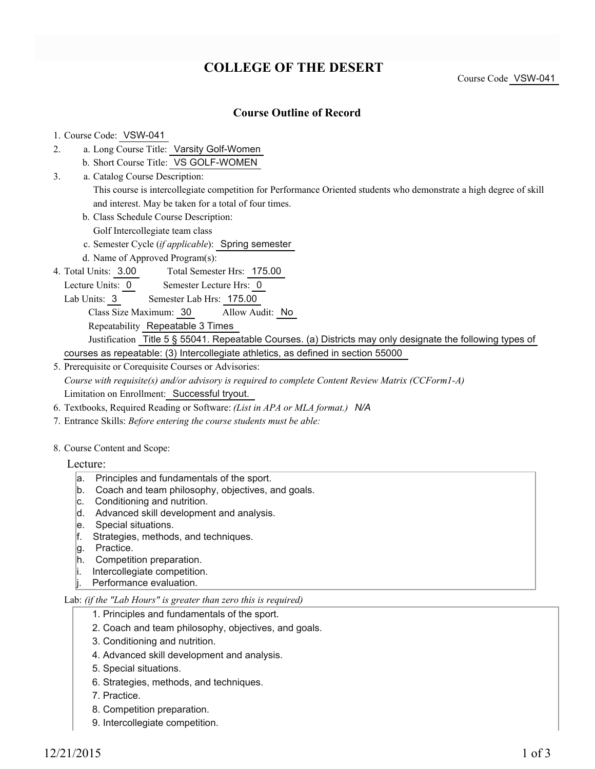# COLLEGE OF THE DESERT

Course Code VSW-041

## Course Outline of Record

1. Course Code: VSW-041
2. a. Long Course Title: Varsity Golf-Women
   b. Short Course Title: VS GOLF-WOMEN
3. a. Catalog Course Description:
   This course is intercollegiate competition for Performance Oriented students who demonstrate a high degree of skill and interest. May be taken for a total of four times.
   b. Class Schedule Course Description:
   Golf Intercollegiate team class
   c. Semester Cycle (*if applicable*): Spring semester
   d. Name of Approved Program(s):
4. Total Units: 3.00 Total Semester Hrs: 175.00
   Lecture Units: 0 Semester Lecture Hrs: 0
   Lab Units: 3 Semester Lab Hrs: 175.00
   Class Size Maximum: 30 Allow Audit: No
   Repeatability Repeatable 3 Times
   Justification Title 5 § 55041. Repeatable Courses. (a) Districts may only designate the following types of courses as repeatable: (3) Intercollegiate athletics, as defined in section 55000
5. Prerequisite or Corequisite Courses or Advisories:
   *Course with requisite(s) and/or advisory is required to complete Content Review Matrix (CCForm1-A)*
   Limitation on Enrollment: Successful tryout.
6. Textbooks, Required Reading or Software: *(List in APA or MLA format.)* *N/A*
7. Entrance Skills: *Before entering the course students must be able:*

8. Course Content and Scope:

Lecture:

a. Principles and fundamentals of the sport.
b. Coach and team philosophy, objectives, and goals.
c. Conditioning and nutrition.
d. Advanced skill development and analysis.
e. Special situations.
f. Strategies, methods, and techniques.
g. Practice.
h. Competition preparation.
i. Intercollegiate competition.
j. Performance evaluation.

Lab: *(if the "Lab Hours" is greater than zero this is required)*

1. Principles and fundamentals of the sport.
2. Coach and team philosophy, objectives, and goals.
3. Conditioning and nutrition.
4. Advanced skill development and analysis.
5. Special situations.
6. Strategies, methods, and techniques.
7. Practice.
8. Competition preparation.
9. Intercollegiate competition.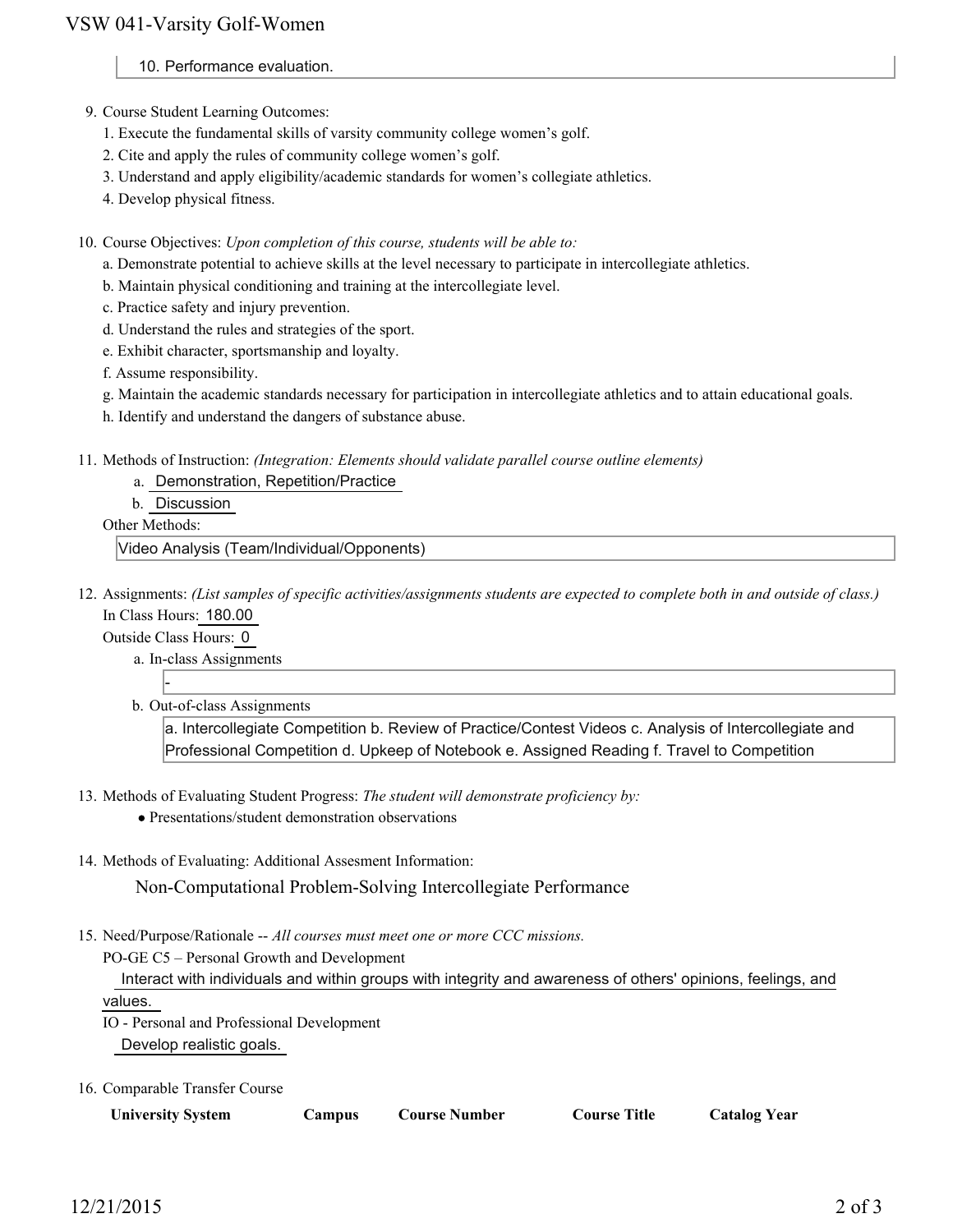10. Performance evaluation.

9. Course Student Learning Outcomes:
   1. Execute the fundamental skills of varsity community college women's golf.
   2. Cite and apply the rules of community college women's golf.
   3. Understand and apply eligibility/academic standards for women's collegiate athletics.
   4. Develop physical fitness.

10. Course Objectives: *Upon completion of this course, students will be able to:*
    a. Demonstrate potential to achieve skills at the level necessary to participate in intercollegiate athletics.
    b. Maintain physical conditioning and training at the intercollegiate level.
    c. Practice safety and injury prevention.
    d. Understand the rules and strategies of the sport.
    e. Exhibit character, sportsmanship and loyalty.
    f. Assume responsibility.
    g. Maintain the academic standards necessary for participation in intercollegiate athletics and to attain educational goals.
    h. Identify and understand the dangers of substance abuse.

11. Methods of Instruction: *(Integration: Elements should validate parallel course outline elements)*
    a. Demonstration, Repetition/Practice
    b. Discussion

    Other Methods:

    Video Analysis (Team/Individual/Opponents)

12. Assignments: *(List samples of specific activities/assignments students are expected to complete both in and outside of class.)*

    In Class Hours: 180.00

    Outside Class Hours: 0

    a. In-class Assignments

       -

    b. Out-of-class Assignments

       a. Intercollegiate Competition b. Review of Practice/Contest Videos c. Analysis of Intercollegiate and Professional Competition d. Upkeep of Notebook e. Assigned Reading f. Travel to Competition

13. Methods of Evaluating Student Progress: *The student will demonstrate proficiency by:*
    - Presentations/student demonstration observations

14. Methods of Evaluating: Additional Assesment Information:

    Non-Computational Problem-Solving Intercollegiate Performance

15. Need/Purpose/Rationale -- *All courses must meet one or more CCC missions.*

    PO-GE C5 – Personal Growth and Development

    Interact with individuals and within groups with integrity and awareness of others' opinions, feelings, and values.

    IO - Personal and Professional Development

    Develop realistic goals.

16. Comparable Transfer Course

| University System | Campus | Course Number | Course Title | Catalog Year |
| --- | --- | --- | --- | --- |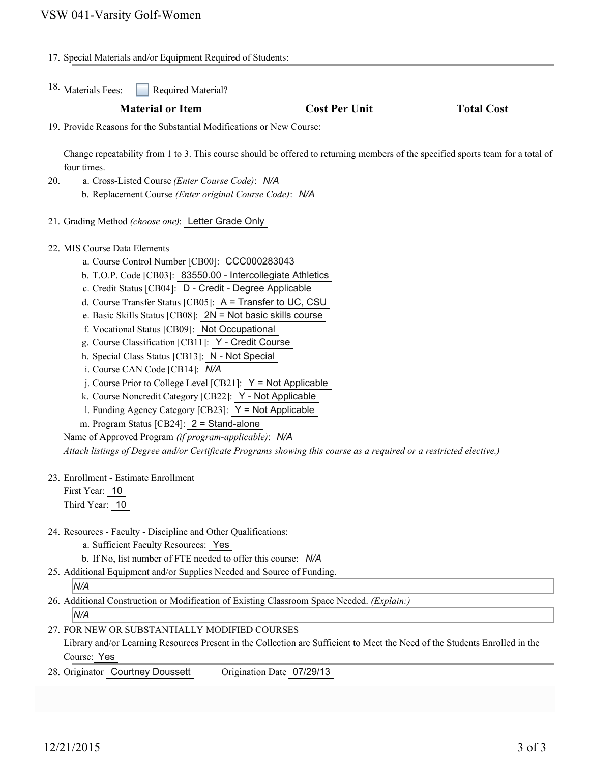17. Special Materials and/or Equipment Required of Students:

18. Materials Fees: ☐ Required Material?

| Material or Item | Cost Per Unit | Total Cost |
|---|---|---|

19. Provide Reasons for the Substantial Modifications or New Course:

    Change repeatability from 1 to 3. This course should be offered to returning members of the specified sports team for a total of four times.

20. a. Cross-Listed Course *(Enter Course Code)*: *N/A*
    b. Replacement Course *(Enter original Course Code)*: *N/A*

21. Grading Method *(choose one)*: Letter Grade Only

22. MIS Course Data Elements
    a. Course Control Number [CB00]: CCC000283043
    b. T.O.P. Code [CB03]: 83550.00 - Intercollegiate Athletics
    c. Credit Status [CB04]: D - Credit - Degree Applicable
    d. Course Transfer Status [CB05]: A = Transfer to UC, CSU
    e. Basic Skills Status [CB08]: 2N = Not basic skills course
    f. Vocational Status [CB09]: Not Occupational
    g. Course Classification [CB11]: Y - Credit Course
    h. Special Class Status [CB13]: N - Not Special
    i. Course CAN Code [CB14]: *N/A*
    j. Course Prior to College Level [CB21]: Y = Not Applicable
    k. Course Noncredit Category [CB22]: Y - Not Applicable
    l. Funding Agency Category [CB23]: Y = Not Applicable
    m. Program Status [CB24]: 2 = Stand-alone

    Name of Approved Program *(if program-applicable)*: *N/A*

    *Attach listings of Degree and/or Certificate Programs showing this course as a required or a restricted elective.)*

23. Enrollment - Estimate Enrollment
    First Year: 10
    Third Year: 10

24. Resources - Faculty - Discipline and Other Qualifications:
    a. Sufficient Faculty Resources: Yes
    b. If No, list number of FTE needed to offer this course: *N/A*

25. Additional Equipment and/or Supplies Needed and Source of Funding.

    *N/A*

26. Additional Construction or Modification of Existing Classroom Space Needed. *(Explain:)*

    *N/A*

27. FOR NEW OR SUBSTANTIALLY MODIFIED COURSES
    Library and/or Learning Resources Present in the Collection are Sufficient to Meet the Need of the Students Enrolled in the Course: Yes

28. Originator Courtney Doussett Origination Date 07/29/13